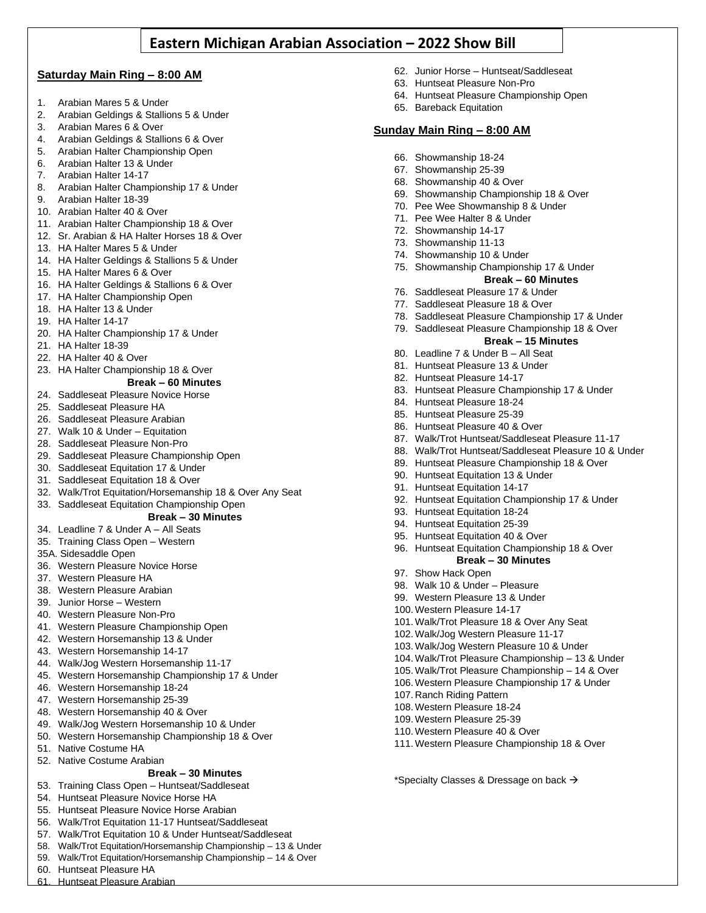# Eastern Michigan Arabian Association – 2022 Show Bill

## Saturday Main Ring – 8:00 AM

1. Arabian Mares 5 & Under
2. Arabian Geldings & Stallions 5 & Under
3. Arabian Mares 6 & Over
4. Arabian Geldings & Stallions 6 & Over
5. Arabian Halter Championship Open
6. Arabian Halter 13 & Under
7. Arabian Halter 14-17
8. Arabian Halter Championship 17 & Under
9. Arabian Halter 18-39
10. Arabian Halter 40 & Over
11. Arabian Halter Championship 18 & Over
12. Sr. Arabian & HA Halter Horses 18 & Over
13. HA Halter Mares 5 & Under
14. HA Halter Geldings & Stallions 5 & Under
15. HA Halter Mares 6 & Over
16. HA Halter Geldings & Stallions 6 & Over
17. HA Halter Championship Open
18. HA Halter 13 & Under
19. HA Halter 14-17
20. HA Halter Championship 17 & Under
21. HA Halter 18-39
22. HA Halter 40 & Over
23. HA Halter Championship 18 & Over

**Break – 60 Minutes**

24. Saddleseat Pleasure Novice Horse
25. Saddleseat Pleasure HA
26. Saddleseat Pleasure Arabian
27. Walk 10 & Under – Equitation
28. Saddleseat Pleasure Non-Pro
29. Saddleseat Pleasure Championship Open
30. Saddleseat Equitation 17 & Under
31. Saddleseat Equitation 18 & Over
32. Walk/Trot Equitation/Horsemanship 18 & Over Any Seat
33. Saddleseat Equitation Championship Open

**Break – 30 Minutes**

34. Leadline 7 & Under A – All Seats
35. Training Class Open – Western

35A. Sidesaddle Open

36. Western Pleasure Novice Horse
37. Western Pleasure HA
38. Western Pleasure Arabian
39. Junior Horse – Western
40. Western Pleasure Non-Pro
41. Western Pleasure Championship Open
42. Western Horsemanship 13 & Under
43. Western Horsemanship 14-17
44. Walk/Jog Western Horsemanship 11-17
45. Western Horsemanship Championship 17 & Under
46. Western Horsemanship 18-24
47. Western Horsemanship 25-39
48. Western Horsemanship 40 & Over
49. Walk/Jog Western Horsemanship 10 & Under
50. Western Horsemanship Championship 18 & Over
51. Native Costume HA
52. Native Costume Arabian

**Break – 30 Minutes**

53. Training Class Open – Huntseat/Saddleseat
54. Huntseat Pleasure Novice Horse HA
55. Huntseat Pleasure Novice Horse Arabian
56. Walk/Trot Equitation 11-17 Huntseat/Saddleseat
57. Walk/Trot Equitation 10 & Under Huntseat/Saddleseat
58. Walk/Trot Equitation/Horsemanship Championship – 13 & Under
59. Walk/Trot Equitation/Horsemanship Championship – 14 & Over
60. Huntseat Pleasure HA
61. Huntseat Pleasure Arabian
62. Junior Horse – Huntseat/Saddleseat
63. Huntseat Pleasure Non-Pro
64. Huntseat Pleasure Championship Open
65. Bareback Equitation

## Sunday Main Ring – 8:00 AM

66. Showmanship 18-24
67. Showmanship 25-39
68. Showmanship 40 & Over
69. Showmanship Championship 18 & Over
70. Pee Wee Showmanship 8 & Under
71. Pee Wee Halter 8 & Under
72. Showmanship 14-17
73. Showmanship 11-13
74. Showmanship 10 & Under
75. Showmanship Championship 17 & Under

**Break – 60 Minutes**

76. Saddleseat Pleasure 17 & Under
77. Saddleseat Pleasure 18 & Over
78. Saddleseat Pleasure Championship 17 & Under
79. Saddleseat Pleasure Championship 18 & Over

**Break – 15 Minutes**

80. Leadline 7 & Under B – All Seat
81. Huntseat Pleasure 13 & Under
82. Huntseat Pleasure 14-17
83. Huntseat Pleasure Championship 17 & Under
84. Huntseat Pleasure 18-24
85. Huntseat Pleasure 25-39
86. Huntseat Pleasure 40 & Over
87. Walk/Trot Huntseat/Saddleseat Pleasure 11-17
88. Walk/Trot Huntseat/Saddleseat Pleasure 10 & Under
89. Huntseat Pleasure Championship 18 & Over
90. Huntseat Equitation 13 & Under
91. Huntseat Equitation 14-17
92. Huntseat Equitation Championship 17 & Under
93. Huntseat Equitation 18-24
94. Huntseat Equitation 25-39
95. Huntseat Equitation 40 & Over
96. Huntseat Equitation Championship 18 & Over

**Break – 30 Minutes**

97. Show Hack Open
98. Walk 10 & Under – Pleasure
99. Western Pleasure 13 & Under
100. Western Pleasure 14-17
101. Walk/Trot Pleasure 18 & Over Any Seat
102. Walk/Jog Western Pleasure 11-17
103. Walk/Jog Western Pleasure 10 & Under
104. Walk/Trot Pleasure Championship – 13 & Under
105. Walk/Trot Pleasure Championship – 14 & Over
106. Western Pleasure Championship 17 & Under
107. Ranch Riding Pattern
108. Western Pleasure 18-24
109. Western Pleasure 25-39
110. Western Pleasure 40 & Over
111. Western Pleasure Championship 18 & Over

*Specialty Classes & Dressage on back →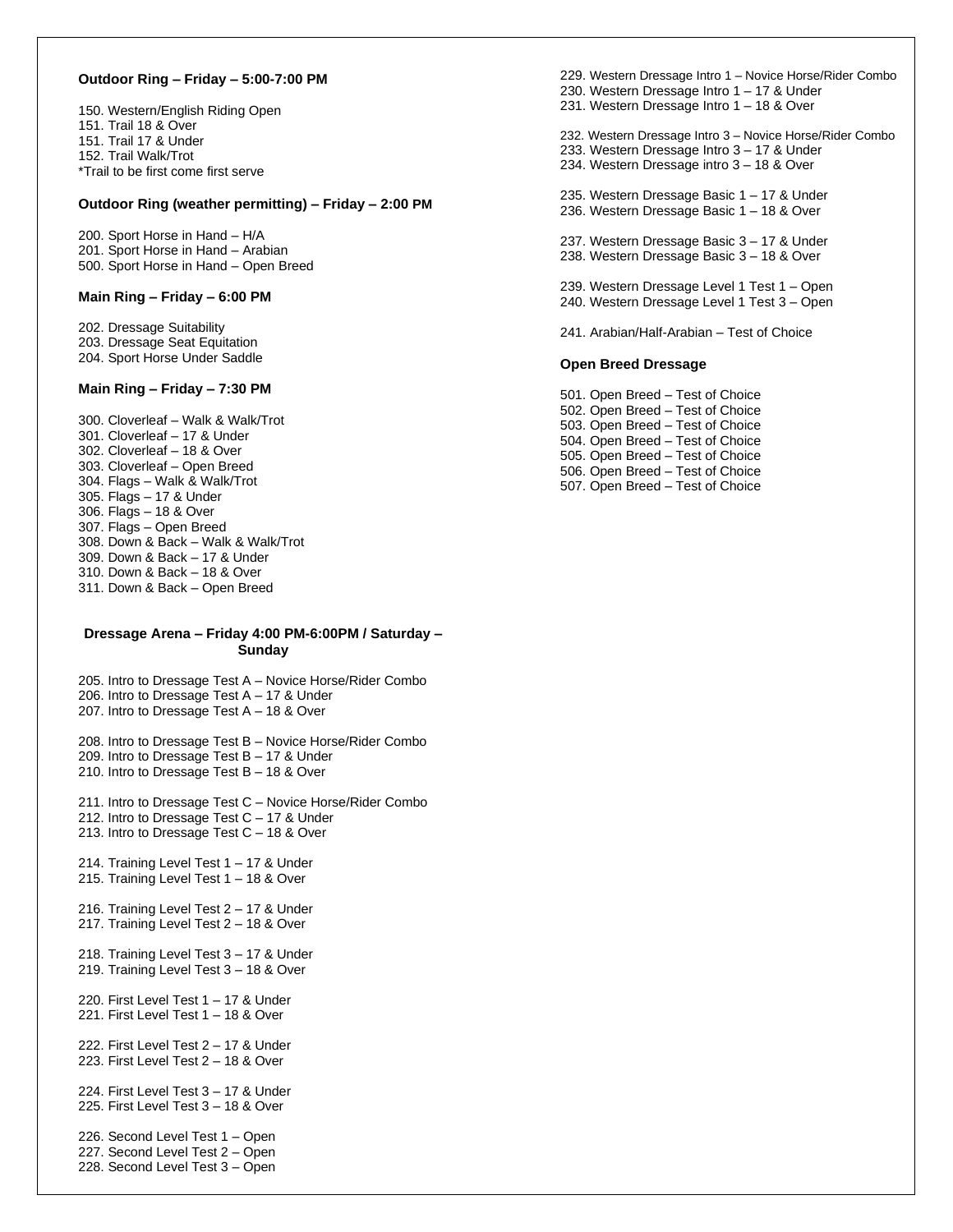**Outdoor Ring – Friday – 5:00-7:00 PM**

150. Western/English Riding Open
151. Trail 18 & Over
151. Trail 17 & Under
152. Trail Walk/Trot
*Trail to be first come first serve

**Outdoor Ring (weather permitting) – Friday – 2:00 PM**

200. Sport Horse in Hand – H/A
201. Sport Horse in Hand – Arabian
500. Sport Horse in Hand – Open Breed

**Main Ring – Friday – 6:00 PM**

202. Dressage Suitability
203. Dressage Seat Equitation
204. Sport Horse Under Saddle

**Main Ring – Friday – 7:30 PM**

300. Cloverleaf – Walk & Walk/Trot
301. Cloverleaf – 17 & Under
302. Cloverleaf – 18 & Over
303. Cloverleaf – Open Breed
304. Flags – Walk & Walk/Trot
305. Flags – 17 & Under
306. Flags – 18 & Over
307. Flags – Open Breed
308. Down & Back – Walk & Walk/Trot
309. Down & Back – 17 & Under
310. Down & Back – 18 & Over
311. Down & Back – Open Breed

**Dressage Arena – Friday 4:00 PM-6:00PM / Saturday – Sunday**

205. Intro to Dressage Test A – Novice Horse/Rider Combo
206. Intro to Dressage Test A – 17 & Under
207. Intro to Dressage Test A – 18 & Over

208. Intro to Dressage Test B – Novice Horse/Rider Combo
209. Intro to Dressage Test B – 17 & Under
210. Intro to Dressage Test B – 18 & Over

211. Intro to Dressage Test C – Novice Horse/Rider Combo
212. Intro to Dressage Test C – 17 & Under
213. Intro to Dressage Test C – 18 & Over

214. Training Level Test 1 – 17 & Under
215. Training Level Test 1 – 18 & Over

216. Training Level Test 2 – 17 & Under
217. Training Level Test 2 – 18 & Over

218. Training Level Test 3 – 17 & Under
219. Training Level Test 3 – 18 & Over

220. First Level Test 1 – 17 & Under
221. First Level Test 1 – 18 & Over

222. First Level Test 2 – 17 & Under
223. First Level Test 2 – 18 & Over

224. First Level Test 3 – 17 & Under
225. First Level Test 3 – 18 & Over

226. Second Level Test 1 – Open
227. Second Level Test 2 – Open
228. Second Level Test 3 – Open

229. Western Dressage Intro 1 – Novice Horse/Rider Combo
230. Western Dressage Intro 1 – 17 & Under
231. Western Dressage Intro 1 – 18 & Over

232. Western Dressage Intro 3 – Novice Horse/Rider Combo
233. Western Dressage Intro 3 – 17 & Under
234. Western Dressage intro 3 – 18 & Over

235. Western Dressage Basic 1 – 17 & Under
236. Western Dressage Basic 1 – 18 & Over

237. Western Dressage Basic 3 – 17 & Under
238. Western Dressage Basic 3 – 18 & Over

239. Western Dressage Level 1 Test 1 – Open
240. Western Dressage Level 1 Test 3 – Open

241. Arabian/Half-Arabian – Test of Choice

**Open Breed Dressage**

501. Open Breed – Test of Choice
502. Open Breed – Test of Choice
503. Open Breed – Test of Choice
504. Open Breed – Test of Choice
505. Open Breed – Test of Choice
506. Open Breed – Test of Choice
507. Open Breed – Test of Choice